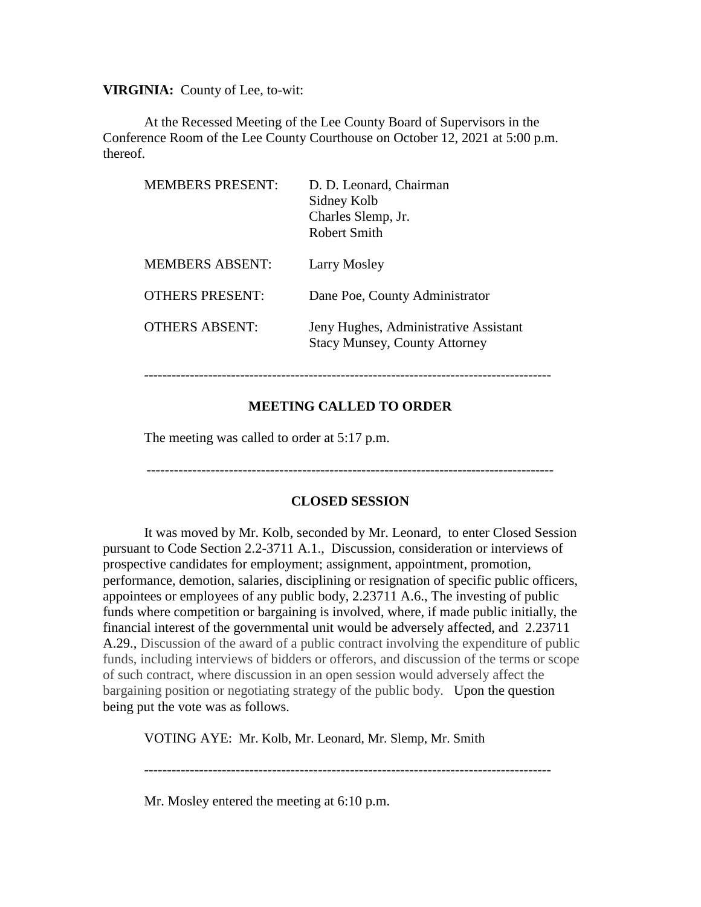**VIRGINIA:** County of Lee, to-wit:

At the Recessed Meeting of the Lee County Board of Supervisors in the Conference Room of the Lee County Courthouse on October 12, 2021 at 5:00 p.m. thereof.

| | |
|---|---|
| MEMBERS PRESENT: | D. D. Leonard, Chairman<br>Sidney Kolb<br>Charles Slemp, Jr.<br>Robert Smith |
| MEMBERS ABSENT: | Larry Mosley |
| OTHERS PRESENT: | Dane Poe, County Administrator |
| OTHERS ABSENT: | Jeny Hughes, Administrative Assistant<br>Stacy Munsey, County Attorney |

---

## MEETING CALLED TO ORDER

The meeting was called to order at 5:17 p.m.

---

## CLOSED SESSION

It was moved by Mr. Kolb, seconded by Mr. Leonard, to enter Closed Session pursuant to Code Section 2.2-3711 A.1., Discussion, consideration or interviews of prospective candidates for employment; assignment, appointment, promotion, performance, demotion, salaries, disciplining or resignation of specific public officers, appointees or employees of any public body, 2.23711 A.6., The investing of public funds where competition or bargaining is involved, where, if made public initially, the financial interest of the governmental unit would be adversely affected, and 2.23711 A.29., Discussion of the award of a public contract involving the expenditure of public funds, including interviews of bidders or offerors, and discussion of the terms or scope of such contract, where discussion in an open session would adversely affect the bargaining position or negotiating strategy of the public body. Upon the question being put the vote was as follows.

VOTING AYE: Mr. Kolb, Mr. Leonard, Mr. Slemp, Mr. Smith

---

Mr. Mosley entered the meeting at 6:10 p.m.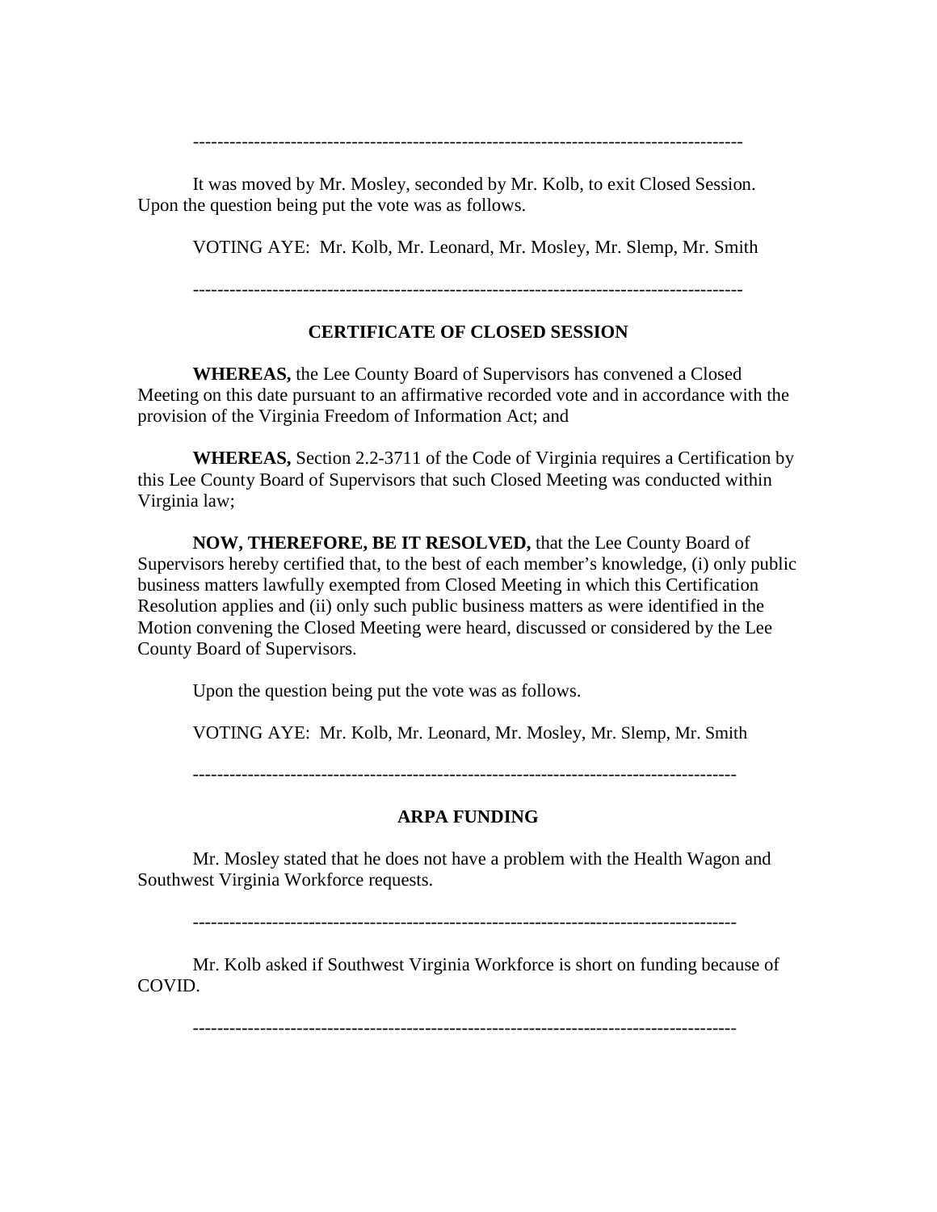---

It was moved by Mr. Mosley, seconded by Mr. Kolb, to exit Closed Session. Upon the question being put the vote was as follows.

VOTING AYE: Mr. Kolb, Mr. Leonard, Mr. Mosley, Mr. Slemp, Mr. Smith

---

## CERTIFICATE OF CLOSED SESSION

**WHEREAS,** the Lee County Board of Supervisors has convened a Closed Meeting on this date pursuant to an affirmative recorded vote and in accordance with the provision of the Virginia Freedom of Information Act; and

**WHEREAS,** Section 2.2-3711 of the Code of Virginia requires a Certification by this Lee County Board of Supervisors that such Closed Meeting was conducted within Virginia law;

**NOW, THEREFORE, BE IT RESOLVED,** that the Lee County Board of Supervisors hereby certified that, to the best of each member's knowledge, (i) only public business matters lawfully exempted from Closed Meeting in which this Certification Resolution applies and (ii) only such public business matters as were identified in the Motion convening the Closed Meeting were heard, discussed or considered by the Lee County Board of Supervisors.

Upon the question being put the vote was as follows.

VOTING AYE: Mr. Kolb, Mr. Leonard, Mr. Mosley, Mr. Slemp, Mr. Smith

---

## ARPA FUNDING

Mr. Mosley stated that he does not have a problem with the Health Wagon and Southwest Virginia Workforce requests.

---

Mr. Kolb asked if Southwest Virginia Workforce is short on funding because of COVID.

---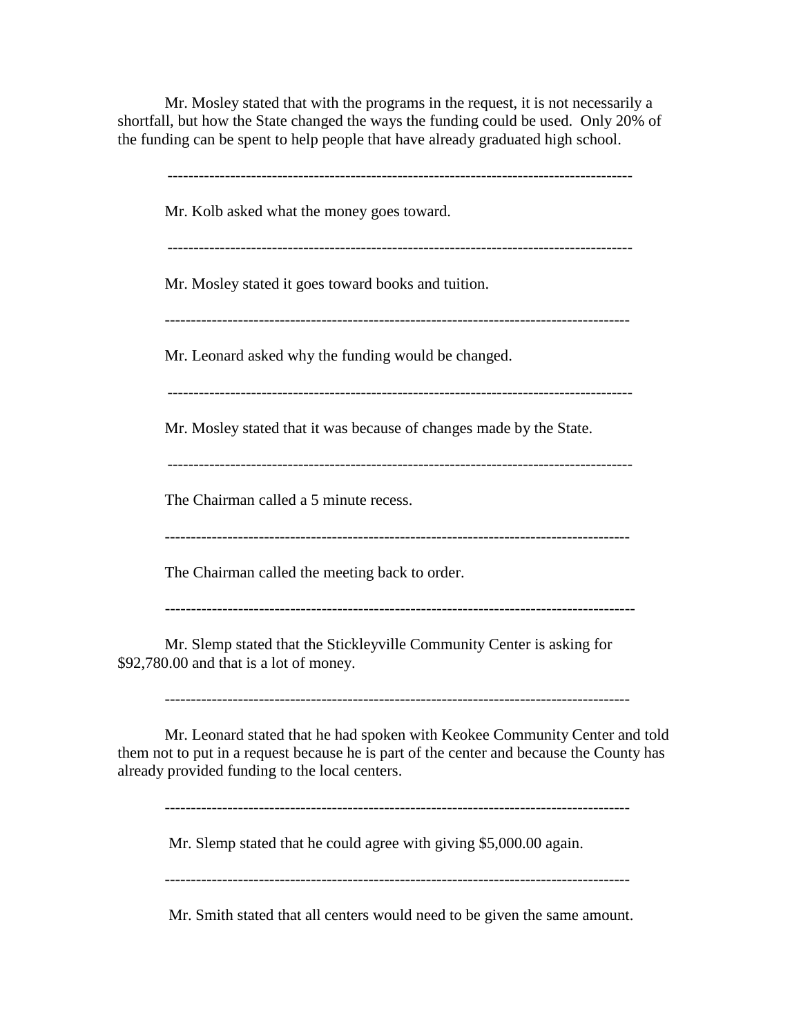Mr. Mosley stated that with the programs in the request, it is not necessarily a shortfall, but how the State changed the ways the funding could be used. Only 20% of the funding can be spent to help people that have already graduated high school.

---

Mr. Kolb asked what the money goes toward.

---

Mr. Mosley stated it goes toward books and tuition.

---

Mr. Leonard asked why the funding would be changed.

---

Mr. Mosley stated that it was because of changes made by the State.

---

The Chairman called a 5 minute recess.

---

The Chairman called the meeting back to order.

---

Mr. Slemp stated that the Stickleyville Community Center is asking for $92,780.00 and that is a lot of money.

---

Mr. Leonard stated that he had spoken with Keokee Community Center and told them not to put in a request because he is part of the center and because the County has already provided funding to the local centers.

---

Mr. Slemp stated that he could agree with giving $5,000.00 again.

---

Mr. Smith stated that all centers would need to be given the same amount.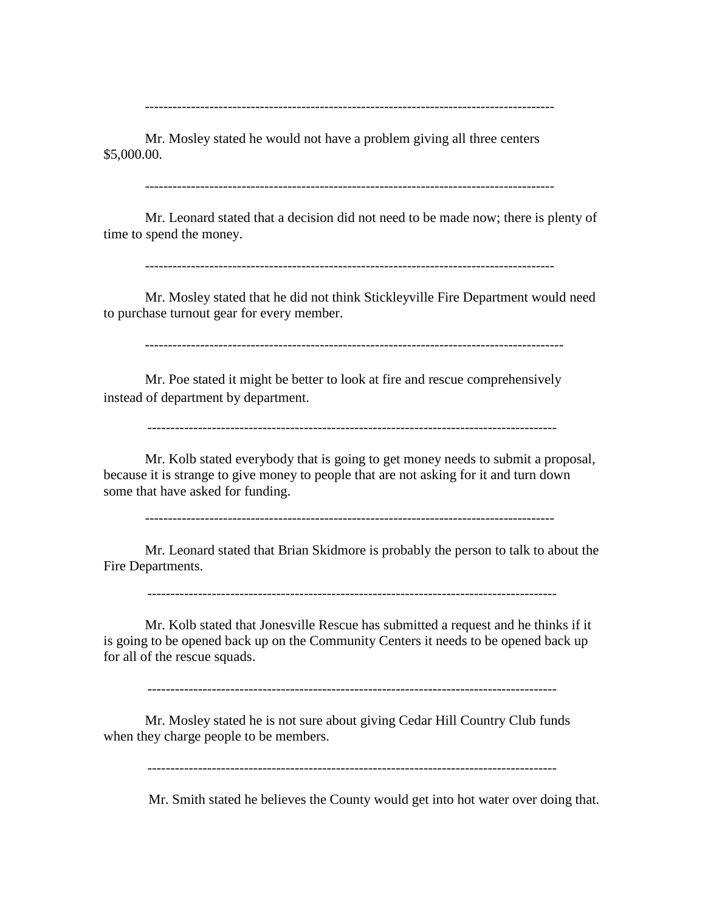------------------------------------------------------------------------------------------

Mr. Mosley stated he would not have a problem giving all three centers $5,000.00.

------------------------------------------------------------------------------------------

Mr. Leonard stated that a decision did not need to be made now; there is plenty of time to spend the money.

------------------------------------------------------------------------------------------

Mr. Mosley stated that he did not think Stickleyville Fire Department would need to purchase turnout gear for every member.

------------------------------------------------------------------------------------------

Mr. Poe stated it might be better to look at fire and rescue comprehensively instead of department by department.

------------------------------------------------------------------------------------------

Mr. Kolb stated everybody that is going to get money needs to submit a proposal, because it is strange to give money to people that are not asking for it and turn down some that have asked for funding.

------------------------------------------------------------------------------------------

Mr. Leonard stated that Brian Skidmore is probably the person to talk to about the Fire Departments.

------------------------------------------------------------------------------------------

Mr. Kolb stated that Jonesville Rescue has submitted a request and he thinks if it is going to be opened back up on the Community Centers it needs to be opened back up for all of the rescue squads.

------------------------------------------------------------------------------------------

Mr. Mosley stated he is not sure about giving Cedar Hill Country Club funds when they charge people to be members.

------------------------------------------------------------------------------------------

Mr. Smith stated he believes the County would get into hot water over doing that.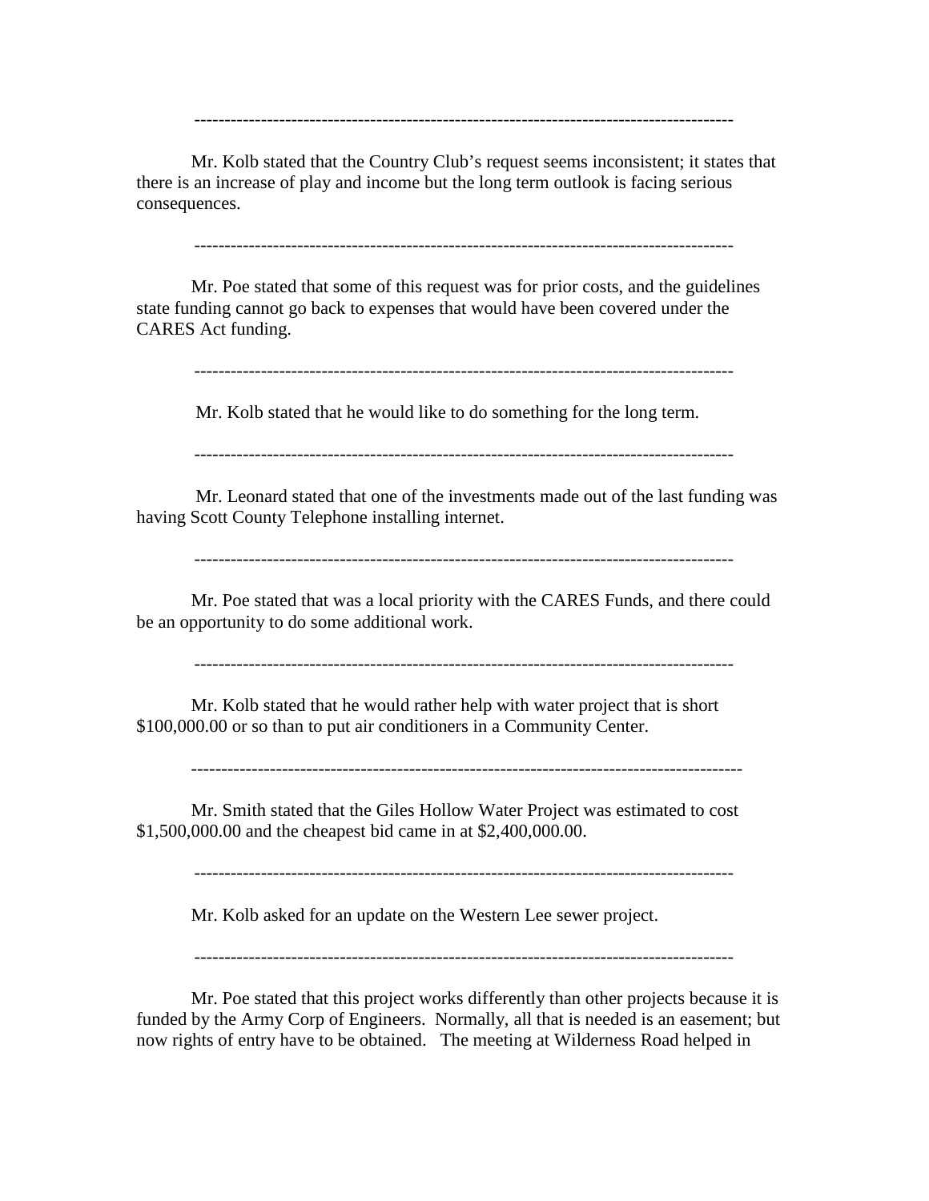-------------------------------------------------------------------------------------------

Mr. Kolb stated that the Country Club's request seems inconsistent; it states that there is an increase of play and income but the long term outlook is facing serious consequences.

-------------------------------------------------------------------------------------------

Mr. Poe stated that some of this request was for prior costs, and the guidelines state funding cannot go back to expenses that would have been covered under the CARES Act funding.

-------------------------------------------------------------------------------------------

Mr. Kolb stated that he would like to do something for the long term.

-------------------------------------------------------------------------------------------

Mr. Leonard stated that one of the investments made out of the last funding was having Scott County Telephone installing internet.

-------------------------------------------------------------------------------------------

Mr. Poe stated that was a local priority with the CARES Funds, and there could be an opportunity to do some additional work.

-------------------------------------------------------------------------------------------

Mr. Kolb stated that he would rather help with water project that is short $100,000.00 or so than to put air conditioners in a Community Center.

-------------------------------------------------------------------------------------------

Mr. Smith stated that the Giles Hollow Water Project was estimated to cost $1,500,000.00 and the cheapest bid came in at $2,400,000.00.

-------------------------------------------------------------------------------------------

Mr. Kolb asked for an update on the Western Lee sewer project.

-------------------------------------------------------------------------------------------

Mr. Poe stated that this project works differently than other projects because it is funded by the Army Corp of Engineers. Normally, all that is needed is an easement; but now rights of entry have to be obtained. The meeting at Wilderness Road helped in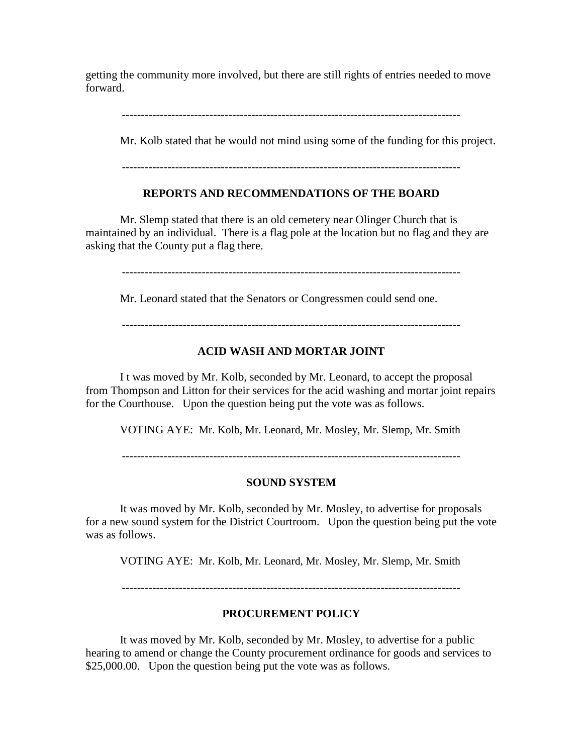getting the community more involved, but there are still rights of entries needed to move forward.

---

Mr. Kolb stated that he would not mind using some of the funding for this project.

---

**REPORTS AND RECOMMENDATIONS OF THE BOARD**

Mr. Slemp stated that there is an old cemetery near Olinger Church that is maintained by an individual. There is a flag pole at the location but no flag and they are asking that the County put a flag there.

---

Mr. Leonard stated that the Senators or Congressmen could send one.

---

**ACID WASH AND MORTAR JOINT**

I t was moved by Mr. Kolb, seconded by Mr. Leonard, to accept the proposal from Thompson and Litton for their services for the acid washing and mortar joint repairs for the Courthouse. Upon the question being put the vote was as follows.

VOTING AYE: Mr. Kolb, Mr. Leonard, Mr. Mosley, Mr. Slemp, Mr. Smith

---

**SOUND SYSTEM**

It was moved by Mr. Kolb, seconded by Mr. Mosley, to advertise for proposals for a new sound system for the District Courtroom. Upon the question being put the vote was as follows.

VOTING AYE: Mr. Kolb, Mr. Leonard, Mr. Mosley, Mr. Slemp, Mr. Smith

---

**PROCUREMENT POLICY**

It was moved by Mr. Kolb, seconded by Mr. Mosley, to advertise for a public hearing to amend or change the County procurement ordinance for goods and services to $25,000.00. Upon the question being put the vote was as follows.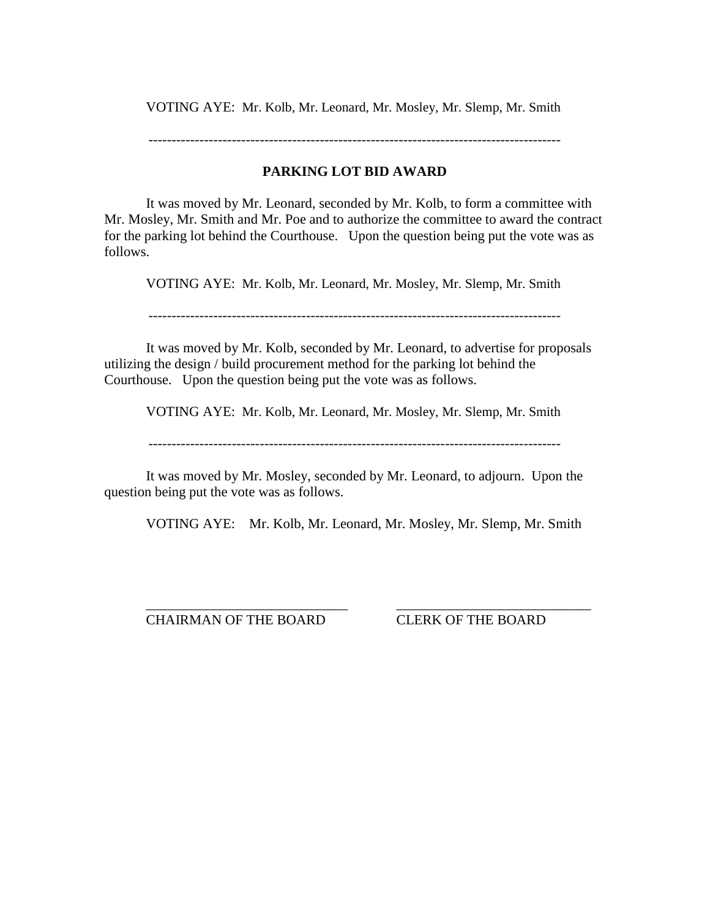VOTING AYE: Mr. Kolb, Mr. Leonard, Mr. Mosley, Mr. Slemp, Mr. Smith

------------------------------------------------------------------------------------------

**PARKING LOT BID AWARD**

It was moved by Mr. Leonard, seconded by Mr. Kolb, to form a committee with Mr. Mosley, Mr. Smith and Mr. Poe and to authorize the committee to award the contract for the parking lot behind the Courthouse. Upon the question being put the vote was as follows.

VOTING AYE: Mr. Kolb, Mr. Leonard, Mr. Mosley, Mr. Slemp, Mr. Smith

------------------------------------------------------------------------------------------

It was moved by Mr. Kolb, seconded by Mr. Leonard, to advertise for proposals utilizing the design / build procurement method for the parking lot behind the Courthouse. Upon the question being put the vote was as follows.

VOTING AYE: Mr. Kolb, Mr. Leonard, Mr. Mosley, Mr. Slemp, Mr. Smith

------------------------------------------------------------------------------------------

It was moved by Mr. Mosley, seconded by Mr. Leonard, to adjourn. Upon the question being put the vote was as follows.

VOTING AYE: Mr. Kolb, Mr. Leonard, Mr. Mosley, Mr. Slemp, Mr. Smith

______________________________ ______________________________

CHAIRMAN OF THE BOARD CLERK OF THE BOARD